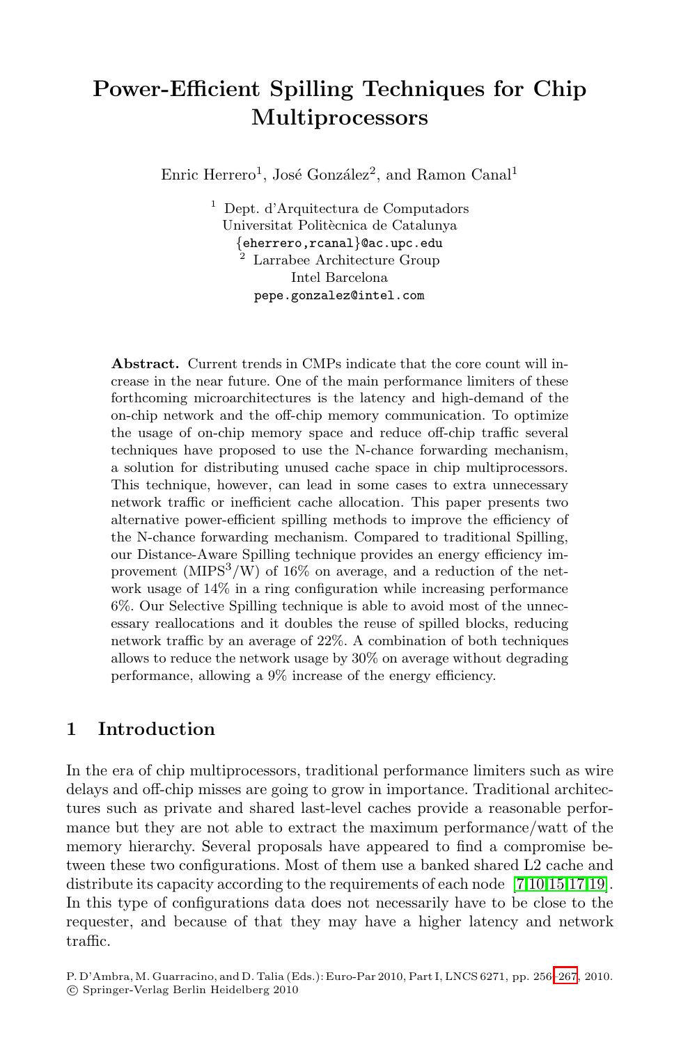# Power-Efficient Spilling Techniques for Chip Multiprocessors

Enric Herrero[1], José González[2], and Ramon Canal[1]

[1] Dept. d'Arquitectura de Computadors
Universitat Politècnica de Catalunya
{eherrero,rcanal}@ac.upc.edu

[2] Larrabee Architecture Group
Intel Barcelona
pepe.gonzalez@intel.com

**Abstract.** Current trends in CMPs indicate that the core count will increase in the near future. One of the main performance limiters of these forthcoming microarchitectures is the latency and high-demand of the on-chip network and the off-chip memory communication. To optimize the usage of on-chip memory space and reduce off-chip traffic several techniques have proposed to use the N-chance forwarding mechanism, a solution for distributing unused cache space in chip multiprocessors. This technique, however, can lead in some cases to extra unnecessary network traffic or inefficient cache allocation. This paper presents two alternative power-efficient spilling methods to improve the efficiency of the N-chance forwarding mechanism. Compared to traditional Spilling, our Distance-Aware Spilling technique provides an energy efficiency improvement ($MIPS^3/W$) of 16% on average, and a reduction of the network usage of 14% in a ring configuration while increasing performance 6%. Our Selective Spilling technique is able to avoid most of the unnecessary reallocations and it doubles the reuse of spilled blocks, reducing network traffic by an average of 22%. A combination of both techniques allows to reduce the network usage by 30% on average without degrading performance, allowing a 9% increase of the energy efficiency.

## 1 Introduction

In the era of chip multiprocessors, traditional performance limiters such as wire delays and off-chip misses are going to grow in importance. Traditional architectures such as private and shared last-level caches provide a reasonable performance but they are not able to extract the maximum performance/watt of the memory hierarchy. Several proposals have appeared to find a compromise between these two configurations. Most of them use a banked shared L2 cache and distribute its capacity according to the requirements of each node [7,10,15,17,19]. In this type of configurations data does not necessarily have to be close to the requester, and because of that they may have a higher latency and network traffic.

P. D'Ambra, M. Guarracino, and D. Talia (Eds.): Euro-Par 2010, Part I, LNCS 6271, pp. 256–267, 2010.
© Springer-Verlag Berlin Heidelberg 2010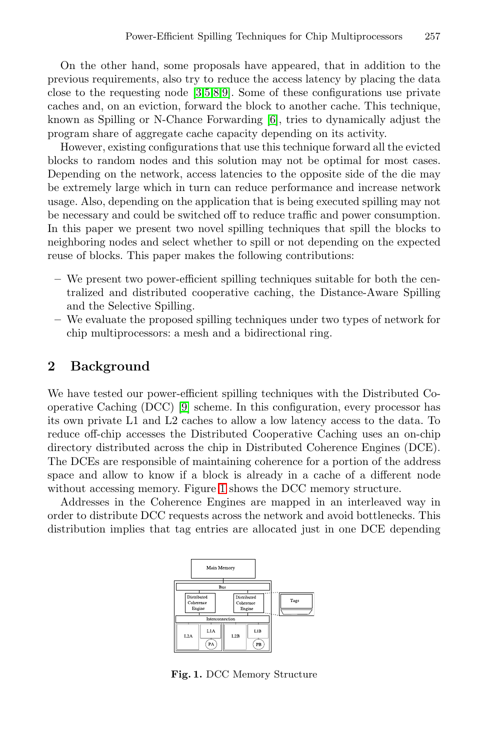On the other hand, some proposals have appeared, that in addition to the previous requirements, also try to reduce the access latency by placing the data close to the requesting node [3,5,8,9]. Some of these configurations use private caches and, on an eviction, forward the block to another cache. This technique, known as Spilling or N-Chance Forwarding [6], tries to dynamically adjust the program share of aggregate cache capacity depending on its activity.

However, existing configurations that use this technique forward all the evicted blocks to random nodes and this solution may not be optimal for most cases. Depending on the network, access latencies to the opposite side of the die may be extremely large which in turn can reduce performance and increase network usage. Also, depending on the application that is being executed spilling may not be necessary and could be switched off to reduce traffic and power consumption. In this paper we present two novel spilling techniques that spill the blocks to neighboring nodes and select whether to spill or not depending on the expected reuse of blocks. This paper makes the following contributions:

- We present two power-efficient spilling techniques suitable for both the centralized and distributed cooperative caching, the Distance-Aware Spilling and the Selective Spilling.
- We evaluate the proposed spilling techniques under two types of network for chip multiprocessors: a mesh and a bidirectional ring.

## 2 Background

We have tested our power-efficient spilling techniques with the Distributed Cooperative Caching (DCC) [9] scheme. In this configuration, every processor has its own private L1 and L2 caches to allow a low latency access to the data. To reduce off-chip accesses the Distributed Cooperative Caching uses an on-chip directory distributed across the chip in Distributed Coherence Engines (DCE). The DCEs are responsible of maintaining coherence for a portion of the address space and allow to know if a block is already in a cache of a different node without accessing memory. Figure 1 shows the DCC memory structure.

Addresses in the Coherence Engines are mapped in an interleaved way in order to distribute DCC requests across the network and avoid bottlenecks. This distribution implies that tag entries are allocated just in one DCE depending

Main Memory

Bus

Distributed Coherence Engine

Distributed Coherence Engine

Tags

Interconnection

L2A

L1A

PA

L2B

L1B

PB

**Fig. 1.** DCC Memory Structure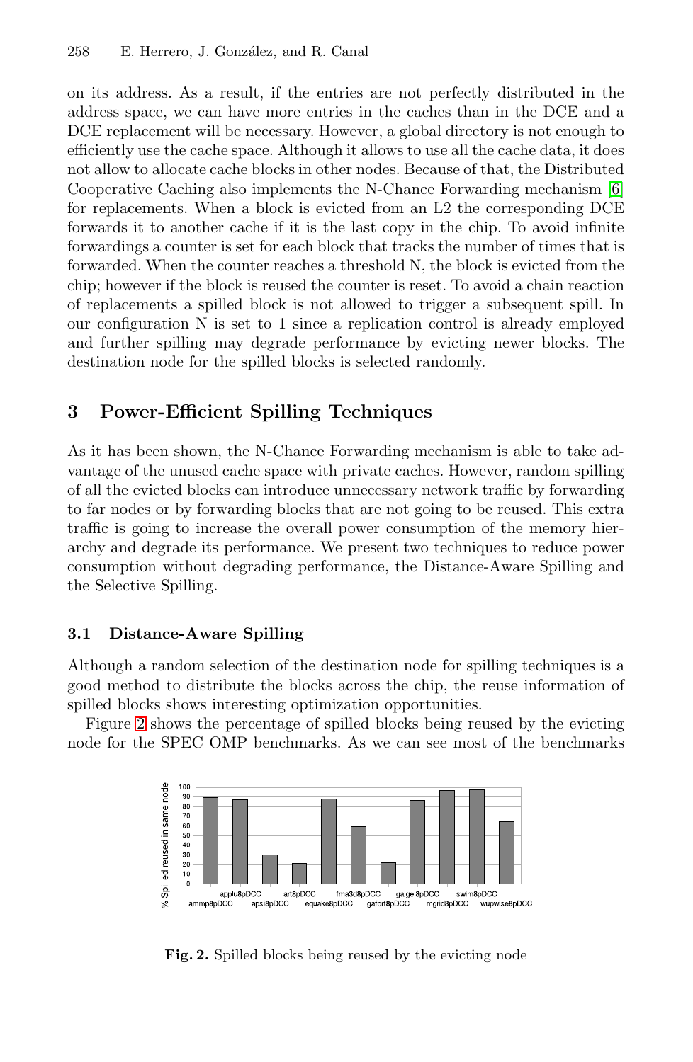on its address. As a result, if the entries are not perfectly distributed in the address space, we can have more entries in the caches than in the DCE and a DCE replacement will be necessary. However, a global directory is not enough to efficiently use the cache space. Although it allows to use all the cache data, it does not allow to allocate cache blocks in other nodes. Because of that, the Distributed Cooperative Caching also implements the N-Chance Forwarding mechanism [6] for replacements. When a block is evicted from an L2 the corresponding DCE forwards it to another cache if it is the last copy in the chip. To avoid infinite forwardings a counter is set for each block that tracks the number of times that is forwarded. When the counter reaches a threshold N, the block is evicted from the chip; however if the block is reused the counter is reset. To avoid a chain reaction of replacements a spilled block is not allowed to trigger a subsequent spill. In our configuration N is set to 1 since a replication control is already employed and further spilling may degrade performance by evicting newer blocks. The destination node for the spilled blocks is selected randomly.

## 3 Power-Efficient Spilling Techniques

As it has been shown, the N-Chance Forwarding mechanism is able to take advantage of the unused cache space with private caches. However, random spilling of all the evicted blocks can introduce unnecessary network traffic by forwarding to far nodes or by forwarding blocks that are not going to be reused. This extra traffic is going to increase the overall power consumption of the memory hierarchy and degrade its performance. We present two techniques to reduce power consumption without degrading performance, the Distance-Aware Spilling and the Selective Spilling.

### 3.1 Distance-Aware Spilling

Although a random selection of the destination node for spilling techniques is a good method to distribute the blocks across the chip, the reuse information of spilled blocks shows interesting optimization opportunities.

Figure 2 shows the percentage of spilled blocks being reused by the evicting node for the SPEC OMP benchmarks. As we can see most of the benchmarks

**Fig. 2.** Spilled blocks being reused by the evicting node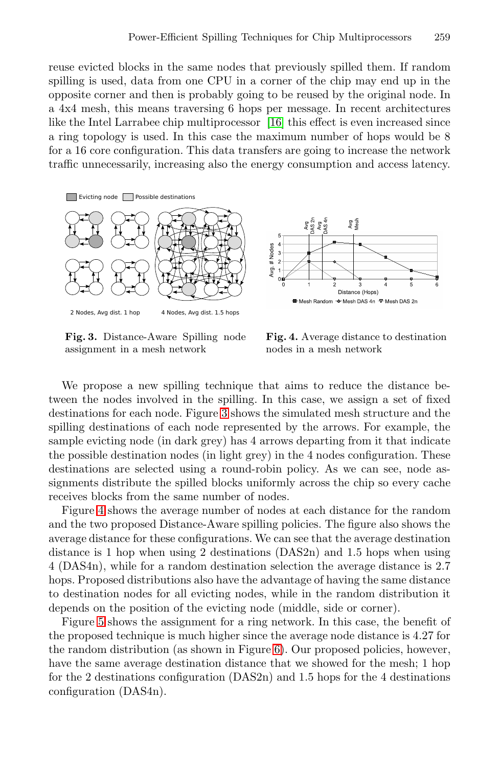reuse evicted blocks in the same nodes that previously spilled them. If random spilling is used, data from one CPU in a corner of the chip may end up in the opposite corner and then is probably going to be reused by the original node. In a 4x4 mesh, this means traversing 6 hops per message. In recent architectures like the Intel Larrabee chip multiprocessor [16] this effect is even increased since a ring topology is used. In this case the maximum number of hops would be 8 for a 16 core configuration. This data transfers are going to increase the network traffic unnecessarily, increasing also the energy consumption and access latency.

**Fig. 3.** Distance-Aware Spilling node assignment in a mesh network

**Fig. 4.** Average distance to destination nodes in a mesh network

We propose a new spilling technique that aims to reduce the distance between the nodes involved in the spilling. In this case, we assign a set of fixed destinations for each node. Figure 3 shows the simulated mesh structure and the spilling destinations of each node represented by the arrows. For example, the sample evicting node (in dark grey) has 4 arrows departing from it that indicate the possible destination nodes (in light grey) in the 4 nodes configuration. These destinations are selected using a round-robin policy. As we can see, node assignments distribute the spilled blocks uniformly across the chip so every cache receives blocks from the same number of nodes.

Figure 4 shows the average number of nodes at each distance for the random and the two proposed Distance-Aware spilling policies. The figure also shows the average distance for these configurations. We can see that the average destination distance is 1 hop when using 2 destinations (DAS2n) and 1.5 hops when using 4 (DAS4n), while for a random destination selection the average distance is 2.7 hops. Proposed distributions also have the advantage of having the same distance to destination nodes for all evicting nodes, while in the random distribution it depends on the position of the evicting node (middle, side or corner).

Figure 5 shows the assignment for a ring network. In this case, the benefit of the proposed technique is much higher since the average node distance is 4.27 for the random distribution (as shown in Figure 6). Our proposed policies, however, have the same average destination distance that we showed for the mesh; 1 hop for the 2 destinations configuration (DAS2n) and 1.5 hops for the 4 destinations configuration (DAS4n).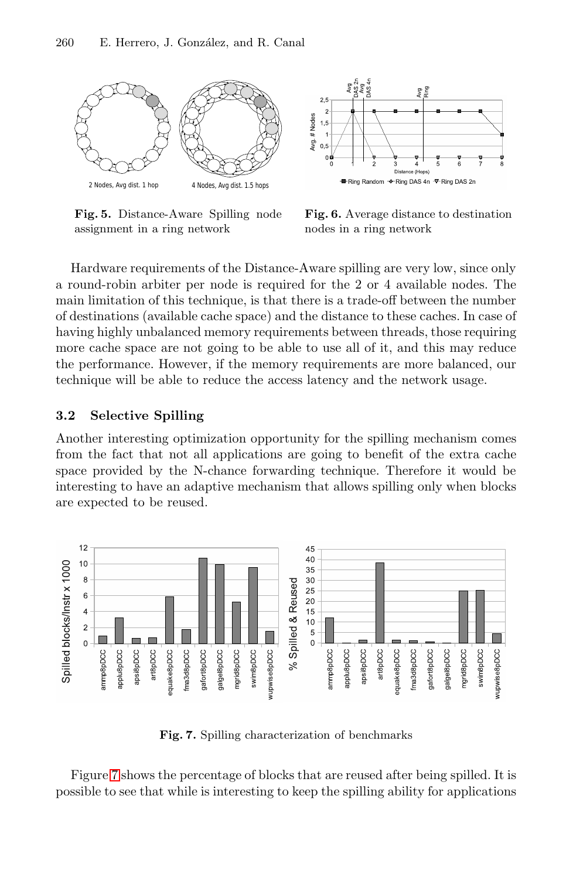**Fig. 5.** Distance-Aware Spilling node assignment in a ring network

**Fig. 6.** Average distance to destination nodes in a ring network

Hardware requirements of the Distance-Aware spilling are very low, since only a round-robin arbiter per node is required for the 2 or 4 available nodes. The main limitation of this technique, is that there is a trade-off between the number of destinations (available cache space) and the distance to these caches. In case of having highly unbalanced memory requirements between threads, those requiring more cache space are not going to be able to use all of it, and this may reduce the performance. However, if the memory requirements are more balanced, our technique will be able to reduce the access latency and the network usage.

### 3.2 Selective Spilling

Another interesting optimization opportunity for the spilling mechanism comes from the fact that not all applications are going to benefit of the extra cache space provided by the N-chance forwarding technique. Therefore it would be interesting to have an adaptive mechanism that allows spilling only when blocks are expected to be reused.

**Fig. 7.** Spilling characterization of benchmarks

Figure 7 shows the percentage of blocks that are reused after being spilled. It is possible to see that while is interesting to keep the spilling ability for applications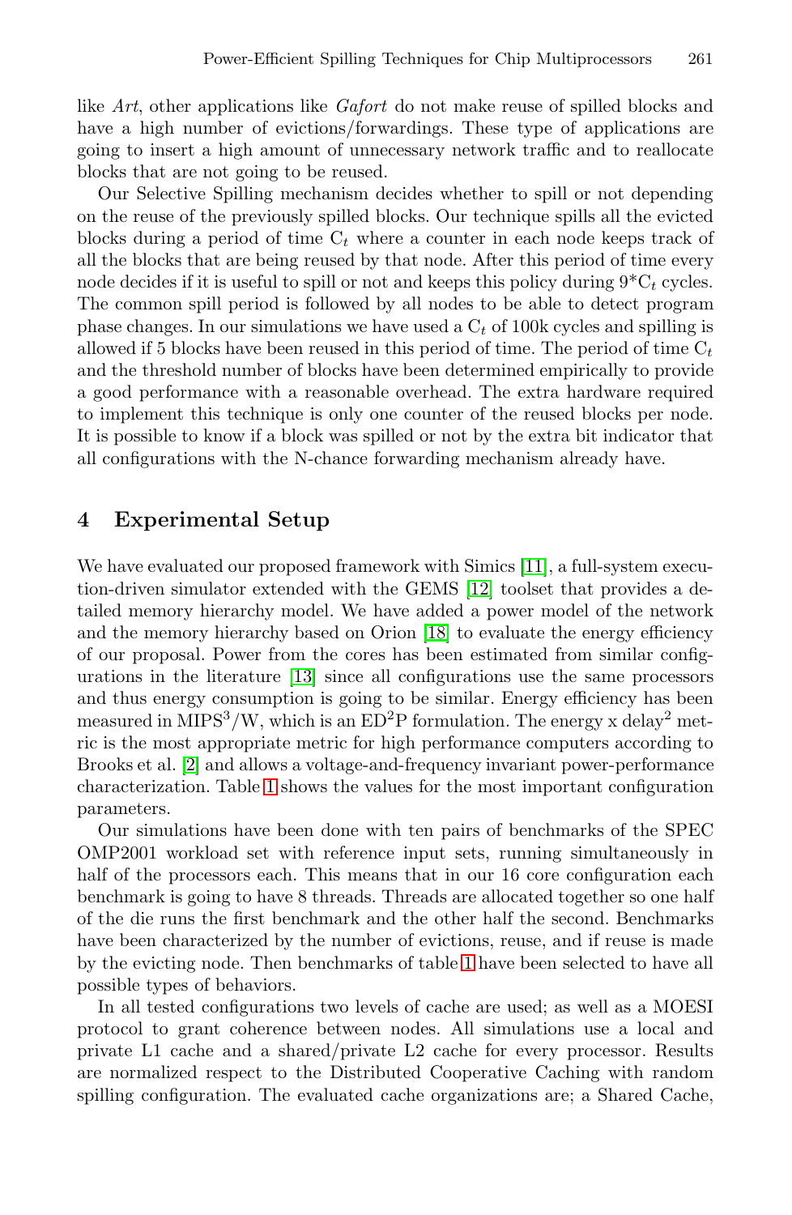like *Art*, other applications like *Gafort* do not make reuse of spilled blocks and have a high number of evictions/forwardings. These type of applications are going to insert a high amount of unnecessary network traffic and to reallocate blocks that are not going to be reused.

Our Selective Spilling mechanism decides whether to spill or not depending on the reuse of the previously spilled blocks. Our technique spills all the evicted blocks during a period of time $C_t$ where a counter in each node keeps track of all the blocks that are being reused by that node. After this period of time every node decides if it is useful to spill or not and keeps this policy during $9^*C_t$ cycles. The common spill period is followed by all nodes to be able to detect program phase changes. In our simulations we have used a $C_t$ of 100k cycles and spilling is allowed if 5 blocks have been reused in this period of time. The period of time $C_t$ and the threshold number of blocks have been determined empirically to provide a good performance with a reasonable overhead. The extra hardware required to implement this technique is only one counter of the reused blocks per node. It is possible to know if a block was spilled or not by the extra bit indicator that all configurations with the N-chance forwarding mechanism already have.

## 4 Experimental Setup

We have evaluated our proposed framework with Simics [11], a full-system execution-driven simulator extended with the GEMS [12] toolset that provides a detailed memory hierarchy model. We have added a power model of the network and the memory hierarchy based on Orion [18] to evaluate the energy efficiency of our proposal. Power from the cores has been estimated from similar configurations in the literature [13] since all configurations use the same processors and thus energy consumption is going to be similar. Energy efficiency has been measured in $MIPS^3/W$, which is an $ED^2P$ formulation. The energy x delay$^2$ metric is the most appropriate metric for high performance computers according to Brooks et al. [2] and allows a voltage-and-frequency invariant power-performance characterization. Table 1 shows the values for the most important configuration parameters.

Our simulations have been done with ten pairs of benchmarks of the SPEC OMP2001 workload set with reference input sets, running simultaneously in half of the processors each. This means that in our 16 core configuration each benchmark is going to have 8 threads. Threads are allocated together so one half of the die runs the first benchmark and the other half the second. Benchmarks have been characterized by the number of evictions, reuse, and if reuse is made by the evicting node. Then benchmarks of table 1 have been selected to have all possible types of behaviors.

In all tested configurations two levels of cache are used; as well as a MOESI protocol to grant coherence between nodes. All simulations use a local and private L1 cache and a shared/private L2 cache for every processor. Results are normalized respect to the Distributed Cooperative Caching with random spilling configuration. The evaluated cache organizations are; a Shared Cache,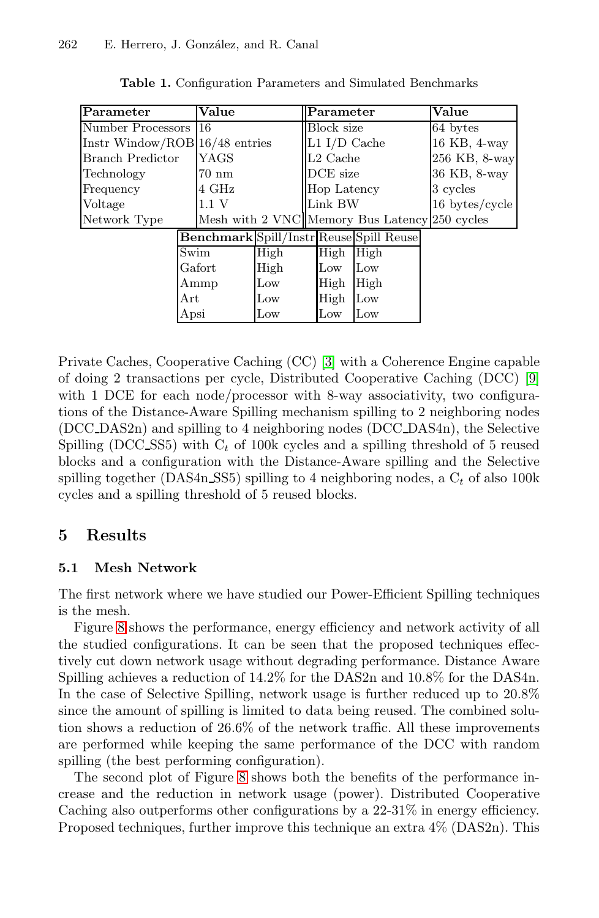**Table 1.** Configuration Parameters and Simulated Benchmarks

| Parameter | Value | Parameter | Value |
|---|---|---|---|
| Number Processors | 16 | Block size | 64 bytes |
| Instr Window/ROB | 16/48 entries | L1 I/D Cache | 16 KB, 4-way |
| Branch Predictor | YAGS | L2 Cache | 256 KB, 8-way |
| Technology | 70 nm | DCE size | 36 KB, 8-way |
| Frequency | 4 GHz | Hop Latency | 3 cycles |
| Voltage | 1.1 V | Link BW | 16 bytes/cycle |
| Network Type | Mesh with 2 VNC | Memory Bus Latency | 250 cycles |

| Benchmark | Spill/Instr | Reuse | Spill Reuse |
|---|---|---|---|
| Swim | High | High | High |
| Gafort | High | Low | Low |
| Ammp | Low | High | High |
| Art | Low | High | Low |
| Apsi | Low | Low | Low |

Private Caches, Cooperative Caching (CC) [3] with a Coherence Engine capable of doing 2 transactions per cycle, Distributed Cooperative Caching (DCC) [9] with 1 DCE for each node/processor with 8-way associativity, two configurations of the Distance-Aware Spilling mechanism spilling to 2 neighboring nodes (DCC_DAS2n) and spilling to 4 neighboring nodes (DCC_DAS4n), the Selective Spilling (DCC_SS5) with $C_t$ of 100k cycles and a spilling threshold of 5 reused blocks and a configuration with the Distance-Aware spilling and the Selective spilling together (DAS4n_SS5) spilling to 4 neighboring nodes, a $C_t$ of also 100k cycles and a spilling threshold of 5 reused blocks.

## 5 Results

### 5.1 Mesh Network

The first network where we have studied our Power-Efficient Spilling techniques is the mesh.

Figure 8 shows the performance, energy efficiency and network activity of all the studied configurations. It can be seen that the proposed techniques effectively cut down network usage without degrading performance. Distance Aware Spilling achieves a reduction of 14.2% for the DAS2n and 10.8% for the DAS4n. In the case of Selective Spilling, network usage is further reduced up to 20.8% since the amount of spilling is limited to data being reused. The combined solution shows a reduction of 26.6% of the network traffic. All these improvements are performed while keeping the same performance of the DCC with random spilling (the best performing configuration).

The second plot of Figure 8 shows both the benefits of the performance increase and the reduction in network usage (power). Distributed Cooperative Caching also outperforms other configurations by a 22-31% in energy efficiency. Proposed techniques, further improve this technique an extra 4% (DAS2n). This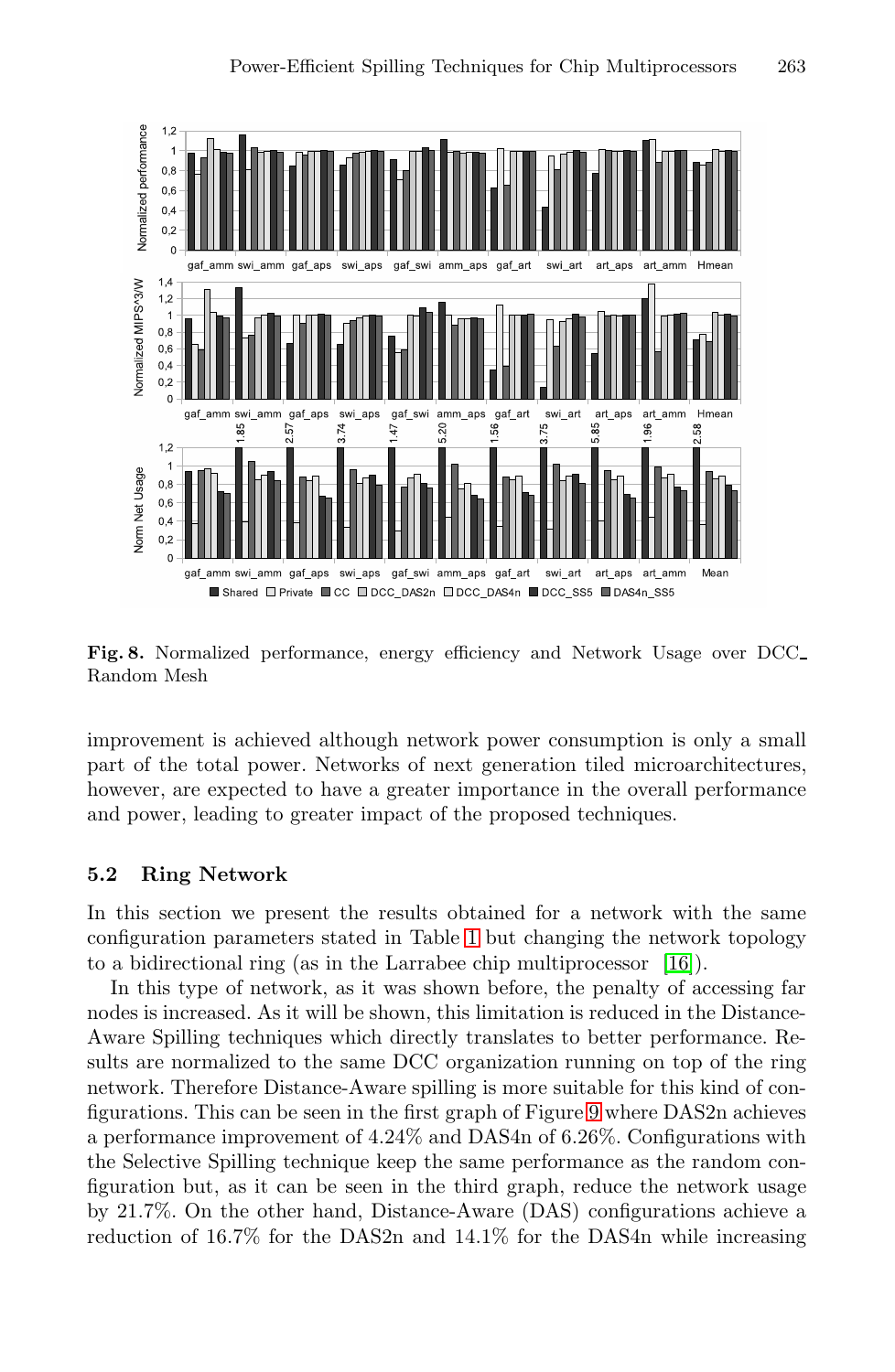Fig. 8. Normalized performance, energy efficiency and Network Usage over DCC_ Random Mesh

improvement is achieved although network power consumption is only a small part of the total power. Networks of next generation tiled microarchitectures, however, are expected to have a greater importance in the overall performance and power, leading to greater impact of the proposed techniques.

### 5.2 Ring Network

In this section we present the results obtained for a network with the same configuration parameters stated in Table 1 but changing the network topology to a bidirectional ring (as in the Larrabee chip multiprocessor [16]).

In this type of network, as it was shown before, the penalty of accessing far nodes is increased. As it will be shown, this limitation is reduced in the Distance-Aware Spilling techniques which directly translates to better performance. Results are normalized to the same DCC organization running on top of the ring network. Therefore Distance-Aware spilling is more suitable for this kind of configurations. This can be seen in the first graph of Figure 9 where DAS2n achieves a performance improvement of 4.24% and DAS4n of 6.26%. Configurations with the Selective Spilling technique keep the same performance as the random configuration but, as it can be seen in the third graph, reduce the network usage by 21.7%. On the other hand, Distance-Aware (DAS) configurations achieve a reduction of 16.7% for the DAS2n and 14.1% for the DAS4n while increasing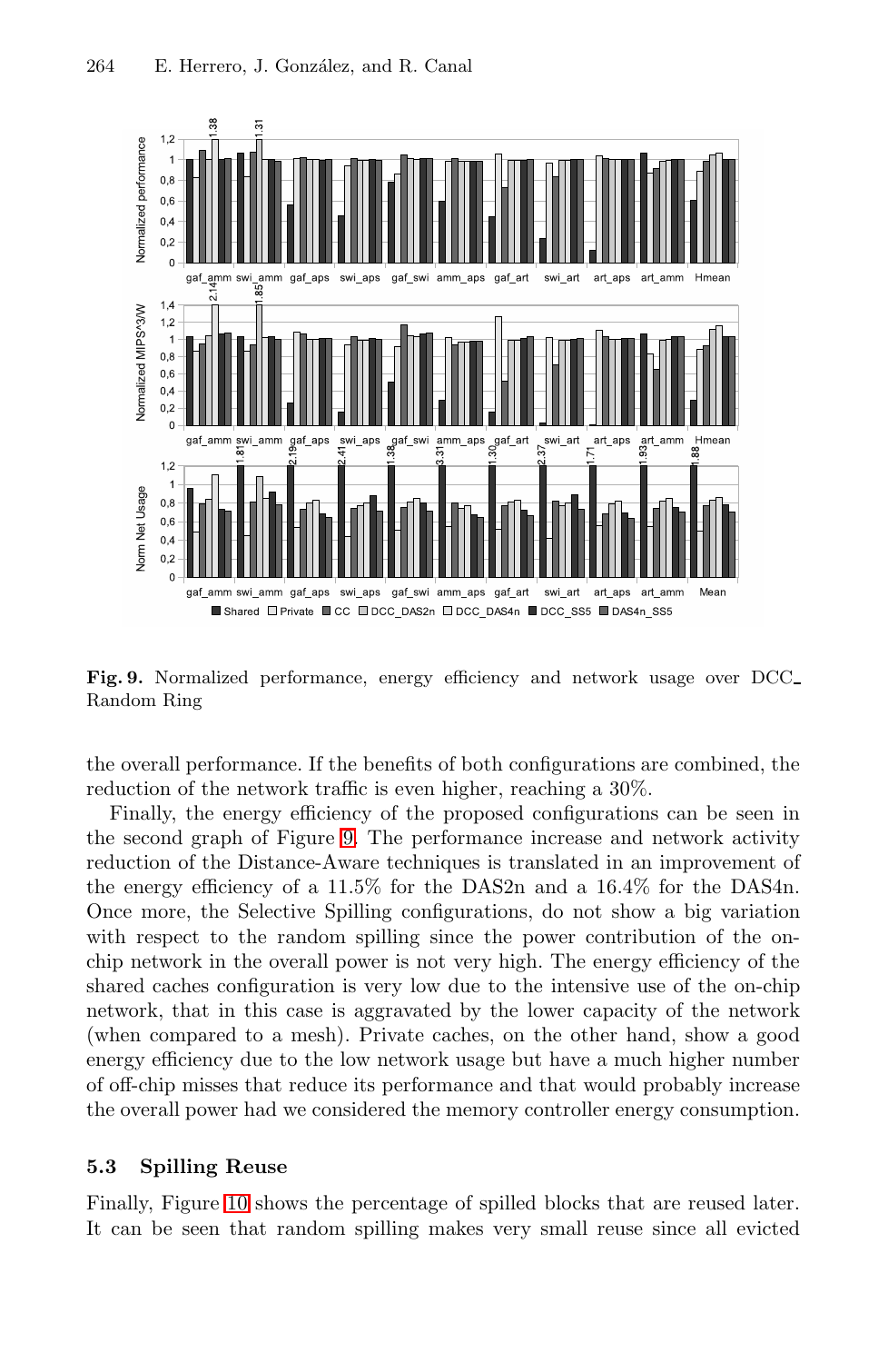Fig. 9. Normalized performance, energy efficiency and network usage over DCC_Random Ring

the overall performance. If the benefits of both configurations are combined, the reduction of the network traffic is even higher, reaching a 30%.

Finally, the energy efficiency of the proposed configurations can be seen in the second graph of Figure 9. The performance increase and network activity reduction of the Distance-Aware techniques is translated in an improvement of the energy efficiency of a 11.5% for the DAS2n and a 16.4% for the DAS4n. Once more, the Selective Spilling configurations, do not show a big variation with respect to the random spilling since the power contribution of the on-chip network in the overall power is not very high. The energy efficiency of the shared caches configuration is very low due to the intensive use of the on-chip network, that in this case is aggravated by the lower capacity of the network (when compared to a mesh). Private caches, on the other hand, show a good energy efficiency due to the low network usage but have a much higher number of off-chip misses that reduce its performance and that would probably increase the overall power had we considered the memory controller energy consumption.

### 5.3 Spilling Reuse

Finally, Figure 10 shows the percentage of spilled blocks that are reused later. It can be seen that random spilling makes very small reuse since all evicted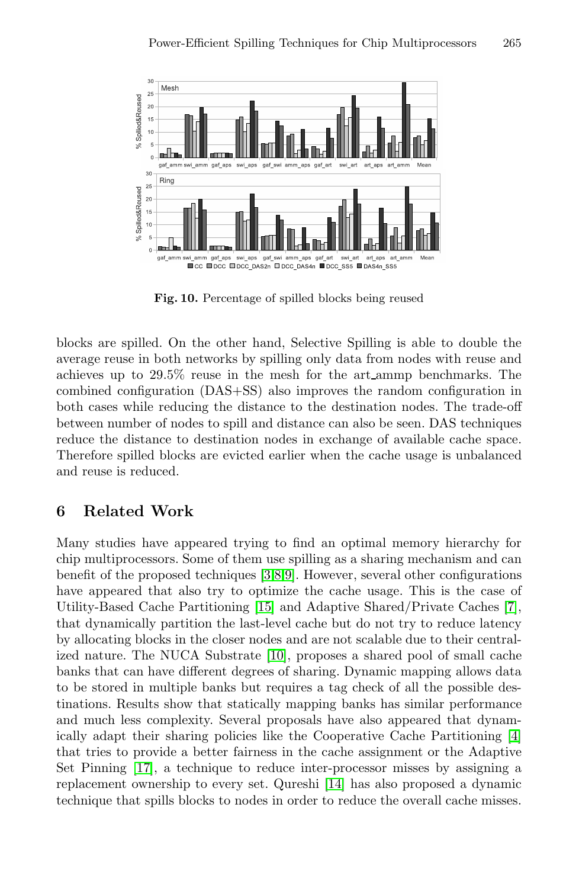Fig. 10. Percentage of spilled blocks being reused

blocks are spilled. On the other hand, Selective Spilling is able to double the average reuse in both networks by spilling only data from nodes with reuse and achieves up to 29.5% reuse in the mesh for the art_ammp benchmarks. The combined configuration (DAS+SS) also improves the random configuration in both cases while reducing the distance to the destination nodes. The trade-off between number of nodes to spill and distance can also be seen. DAS techniques reduce the distance to destination nodes in exchange of available cache space. Therefore spilled blocks are evicted earlier when the cache usage is unbalanced and reuse is reduced.

## 6 Related Work

Many studies have appeared trying to find an optimal memory hierarchy for chip multiprocessors. Some of them use spilling as a sharing mechanism and can benefit of the proposed techniques [3,8,9]. However, several other configurations have appeared that also try to optimize the cache usage. This is the case of Utility-Based Cache Partitioning [15] and Adaptive Shared/Private Caches [7], that dynamically partition the last-level cache but do not try to reduce latency by allocating blocks in the closer nodes and are not scalable due to their centralized nature. The NUCA Substrate [10], proposes a shared pool of small cache banks that can have different degrees of sharing. Dynamic mapping allows data to be stored in multiple banks but requires a tag check of all the possible destinations. Results show that statically mapping banks has similar performance and much less complexity. Several proposals have also appeared that dynamically adapt their sharing policies like the Cooperative Cache Partitioning [4] that tries to provide a better fairness in the cache assignment or the Adaptive Set Pinning [17], a technique to reduce inter-processor misses by assigning a replacement ownership to every set. Qureshi [14] has also proposed a dynamic technique that spills blocks to nodes in order to reduce the overall cache misses.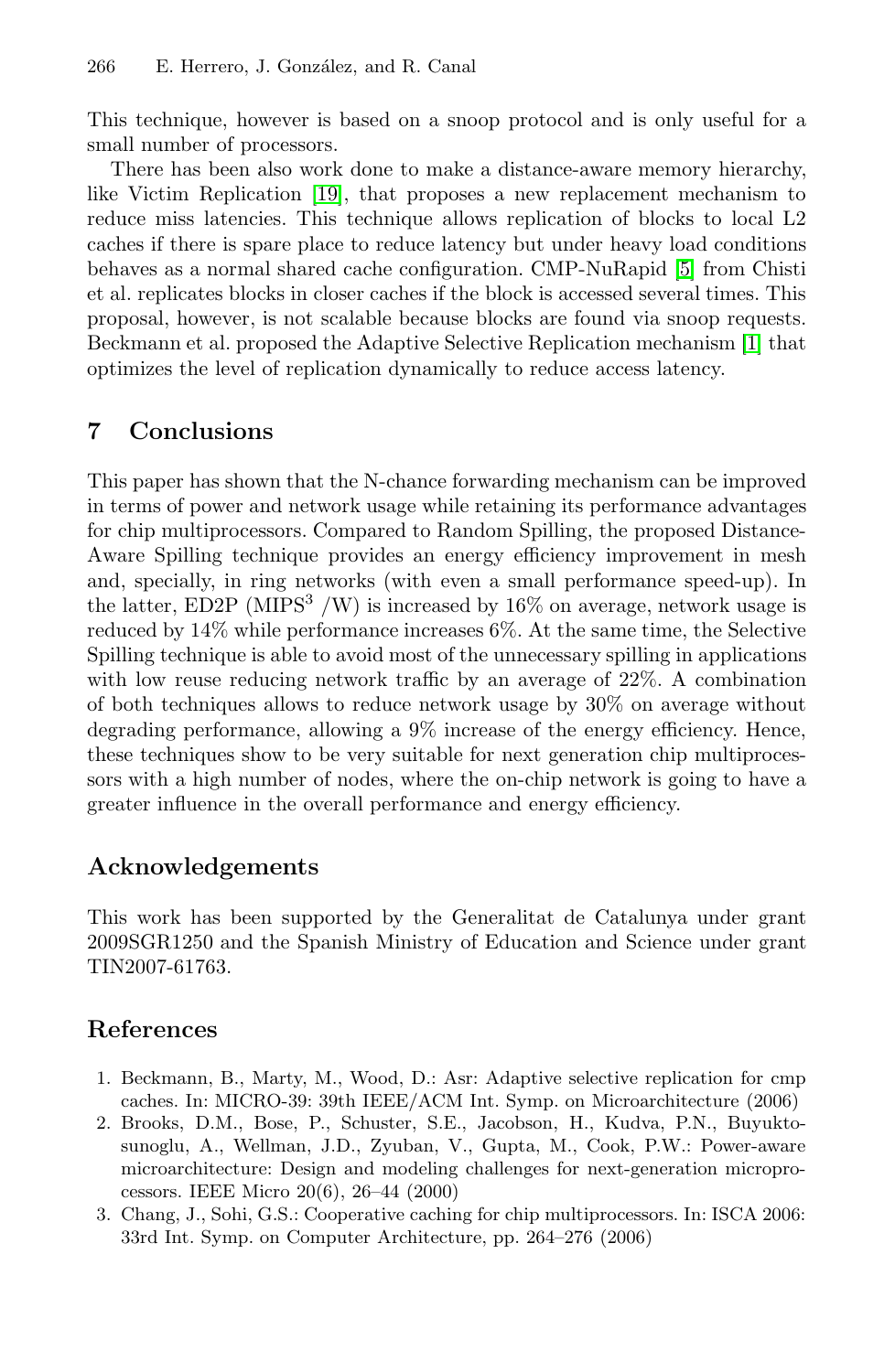This technique, however is based on a snoop protocol and is only useful for a small number of processors.

There has been also work done to make a distance-aware memory hierarchy, like Victim Replication [19], that proposes a new replacement mechanism to reduce miss latencies. This technique allows replication of blocks to local L2 caches if there is spare place to reduce latency but under heavy load conditions behaves as a normal shared cache configuration. CMP-NuRapid [5] from Chisti et al. replicates blocks in closer caches if the block is accessed several times. This proposal, however, is not scalable because blocks are found via snoop requests. Beckmann et al. proposed the Adaptive Selective Replication mechanism [1] that optimizes the level of replication dynamically to reduce access latency.

## 7 Conclusions

This paper has shown that the N-chance forwarding mechanism can be improved in terms of power and network usage while retaining its performance advantages for chip multiprocessors. Compared to Random Spilling, the proposed Distance-Aware Spilling technique provides an energy efficiency improvement in mesh and, specially, in ring networks (with even a small performance speed-up). In the latter, ED2P ($MIPS^3$ /W) is increased by 16% on average, network usage is reduced by 14% while performance increases 6%. At the same time, the Selective Spilling technique is able to avoid most of the unnecessary spilling in applications with low reuse reducing network traffic by an average of 22%. A combination of both techniques allows to reduce network usage by 30% on average without degrading performance, allowing a 9% increase of the energy efficiency. Hence, these techniques show to be very suitable for next generation chip multiprocessors with a high number of nodes, where the on-chip network is going to have a greater influence in the overall performance and energy efficiency.

## Acknowledgements

This work has been supported by the Generalitat de Catalunya under grant 2009SGR1250 and the Spanish Ministry of Education and Science under grant TIN2007-61763.

## References

1. Beckmann, B., Marty, M., Wood, D.: Asr: Adaptive selective replication for cmp caches. In: MICRO-39: 39th IEEE/ACM Int. Symp. on Microarchitecture (2006)
2. Brooks, D.M., Bose, P., Schuster, S.E., Jacobson, H., Kudva, P.N., Buyuktosunoglu, A., Wellman, J.D., Zyuban, V., Gupta, M., Cook, P.W.: Power-aware microarchitecture: Design and modeling challenges for next-generation microprocessors. IEEE Micro 20(6), 26–44 (2000)
3. Chang, J., Sohi, G.S.: Cooperative caching for chip multiprocessors. In: ISCA 2006: 33rd Int. Symp. on Computer Architecture, pp. 264–276 (2006)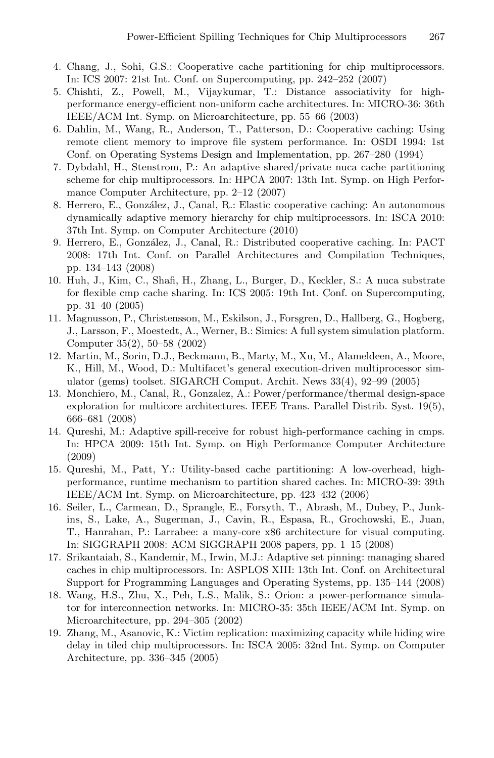4. Chang, J., Sohi, G.S.: Cooperative cache partitioning for chip multiprocessors. In: ICS 2007: 21st Int. Conf. on Supercomputing, pp. 242–252 (2007)
5. Chishti, Z., Powell, M., Vijaykumar, T.: Distance associativity for high-performance energy-efficient non-uniform cache architectures. In: MICRO-36: 36th IEEE/ACM Int. Symp. on Microarchitecture, pp. 55–66 (2003)
6. Dahlin, M., Wang, R., Anderson, T., Patterson, D.: Cooperative caching: Using remote client memory to improve file system performance. In: OSDI 1994: 1st Conf. on Operating Systems Design and Implementation, pp. 267–280 (1994)
7. Dybdahl, H., Stenstrom, P.: An adaptive shared/private nuca cache partitioning scheme for chip multiprocessors. In: HPCA 2007: 13th Int. Symp. on High Performance Computer Architecture, pp. 2–12 (2007)
8. Herrero, E., González, J., Canal, R.: Elastic cooperative caching: An autonomous dynamically adaptive memory hierarchy for chip multiprocessors. In: ISCA 2010: 37th Int. Symp. on Computer Architecture (2010)
9. Herrero, E., González, J., Canal, R.: Distributed cooperative caching. In: PACT 2008: 17th Int. Conf. on Parallel Architectures and Compilation Techniques, pp. 134–143 (2008)
10. Huh, J., Kim, C., Shafi, H., Zhang, L., Burger, D., Keckler, S.: A nuca substrate for flexible cmp cache sharing. In: ICS 2005: 19th Int. Conf. on Supercomputing, pp. 31–40 (2005)
11. Magnusson, P., Christensson, M., Eskilson, J., Forsgren, D., Hallberg, G., Hogberg, J., Larsson, F., Moestedt, A., Werner, B.: Simics: A full system simulation platform. Computer 35(2), 50–58 (2002)
12. Martin, M., Sorin, D.J., Beckmann, B., Marty, M., Xu, M., Alameldeen, A., Moore, K., Hill, M., Wood, D.: Multifacet's general execution-driven multiprocessor simulator (gems) toolset. SIGARCH Comput. Archit. News 33(4), 92–99 (2005)
13. Monchiero, M., Canal, R., Gonzalez, A.: Power/performance/thermal design-space exploration for multicore architectures. IEEE Trans. Parallel Distrib. Syst. 19(5), 666–681 (2008)
14. Qureshi, M.: Adaptive spill-receive for robust high-performance caching in cmps. In: HPCA 2009: 15th Int. Symp. on High Performance Computer Architecture (2009)
15. Qureshi, M., Patt, Y.: Utility-based cache partitioning: A low-overhead, high-performance, runtime mechanism to partition shared caches. In: MICRO-39: 39th IEEE/ACM Int. Symp. on Microarchitecture, pp. 423–432 (2006)
16. Seiler, L., Carmean, D., Sprangle, E., Forsyth, T., Abrash, M., Dubey, P., Junkins, S., Lake, A., Sugerman, J., Cavin, R., Espasa, R., Grochowski, E., Juan, T., Hanrahan, P.: Larrabee: a many-core x86 architecture for visual computing. In: SIGGRAPH 2008: ACM SIGGRAPH 2008 papers, pp. 1–15 (2008)
17. Srikantaiah, S., Kandemir, M., Irwin, M.J.: Adaptive set pinning: managing shared caches in chip multiprocessors. In: ASPLOS XIII: 13th Int. Conf. on Architectural Support for Programming Languages and Operating Systems, pp. 135–144 (2008)
18. Wang, H.S., Zhu, X., Peh, L.S., Malik, S.: Orion: a power-performance simulator for interconnection networks. In: MICRO-35: 35th IEEE/ACM Int. Symp. on Microarchitecture, pp. 294–305 (2002)
19. Zhang, M., Asanovic, K.: Victim replication: maximizing capacity while hiding wire delay in tiled chip multiprocessors. In: ISCA 2005: 32nd Int. Symp. on Computer Architecture, pp. 336–345 (2005)